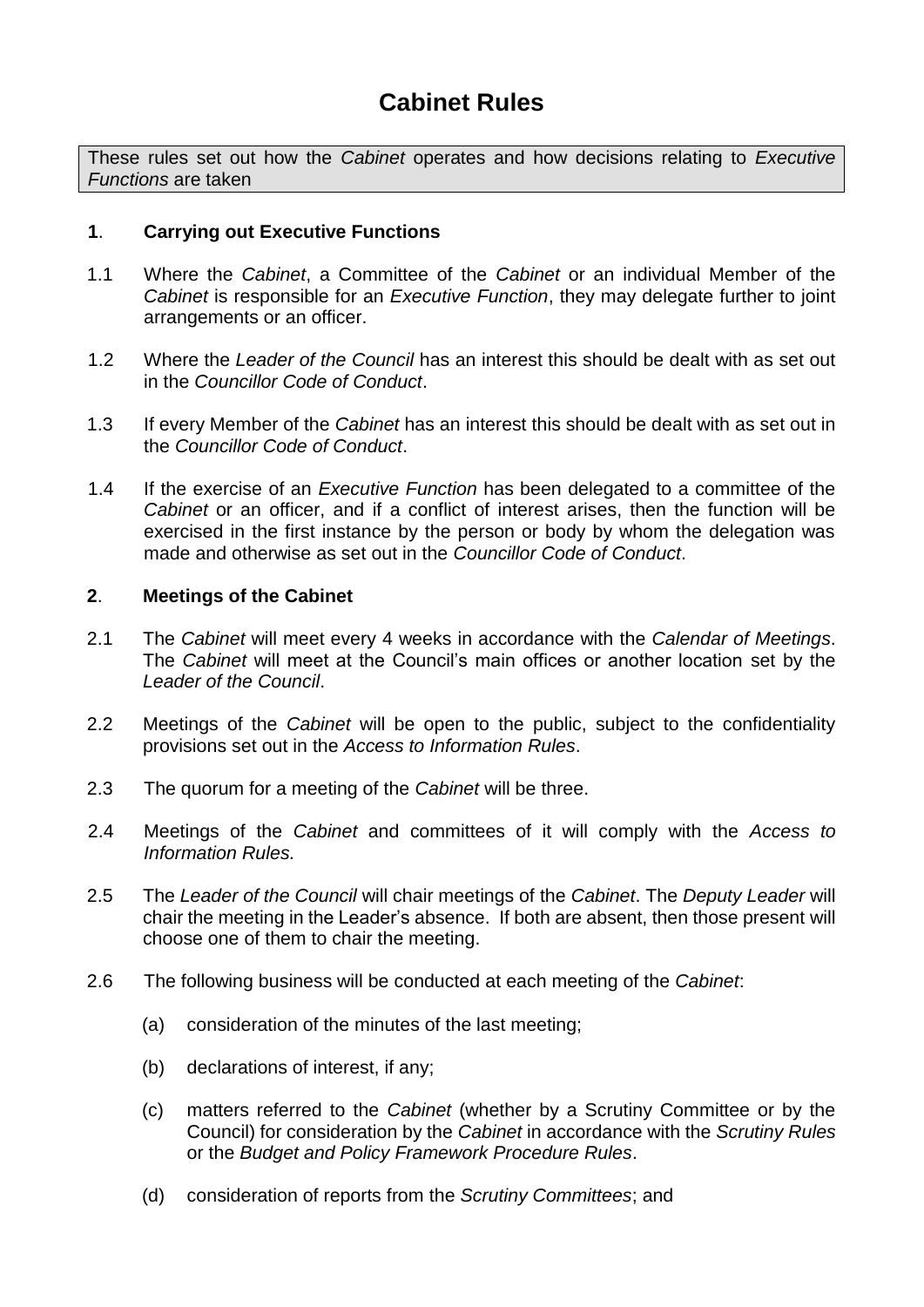# Cabinet Rules

These rules set out how the *Cabinet* operates and how decisions relating to *Executive Functions* are taken

## 1. Carrying out Executive Functions

1.1 Where the *Cabinet*, a Committee of the *Cabinet* or an individual Member of the *Cabinet* is responsible for an *Executive Function*, they may delegate further to joint arrangements or an officer.

1.2 Where the *Leader of the Council* has an interest this should be dealt with as set out in the *Councillor Code of Conduct*.

1.3 If every Member of the *Cabinet* has an interest this should be dealt with as set out in the *Councillor Code of Conduct*.

1.4 If the exercise of an *Executive Function* has been delegated to a committee of the *Cabinet* or an officer, and if a conflict of interest arises, then the function will be exercised in the first instance by the person or body by whom the delegation was made and otherwise as set out in the *Councillor Code of Conduct*.

## 2. Meetings of the Cabinet

2.1 The *Cabinet* will meet every 4 weeks in accordance with the *Calendar of Meetings*. The *Cabinet* will meet at the Council's main offices or another location set by the *Leader of the Council*.

2.2 Meetings of the *Cabinet* will be open to the public, subject to the confidentiality provisions set out in the *Access to Information Rules*.

2.3 The quorum for a meeting of the *Cabinet* will be three.

2.4 Meetings of the *Cabinet* and committees of it will comply with the *Access to Information Rules.*

2.5 The *Leader of the Council* will chair meetings of the *Cabinet*. The *Deputy Leader* will chair the meeting in the Leader's absence. If both are absent, then those present will choose one of them to chair the meeting.

2.6 The following business will be conducted at each meeting of the *Cabinet*:

(a) consideration of the minutes of the last meeting;

(b) declarations of interest, if any;

(c) matters referred to the *Cabinet* (whether by a Scrutiny Committee or by the Council) for consideration by the *Cabinet* in accordance with the *Scrutiny Rules* or the *Budget and Policy Framework Procedure Rules*.

(d) consideration of reports from the *Scrutiny Committees*; and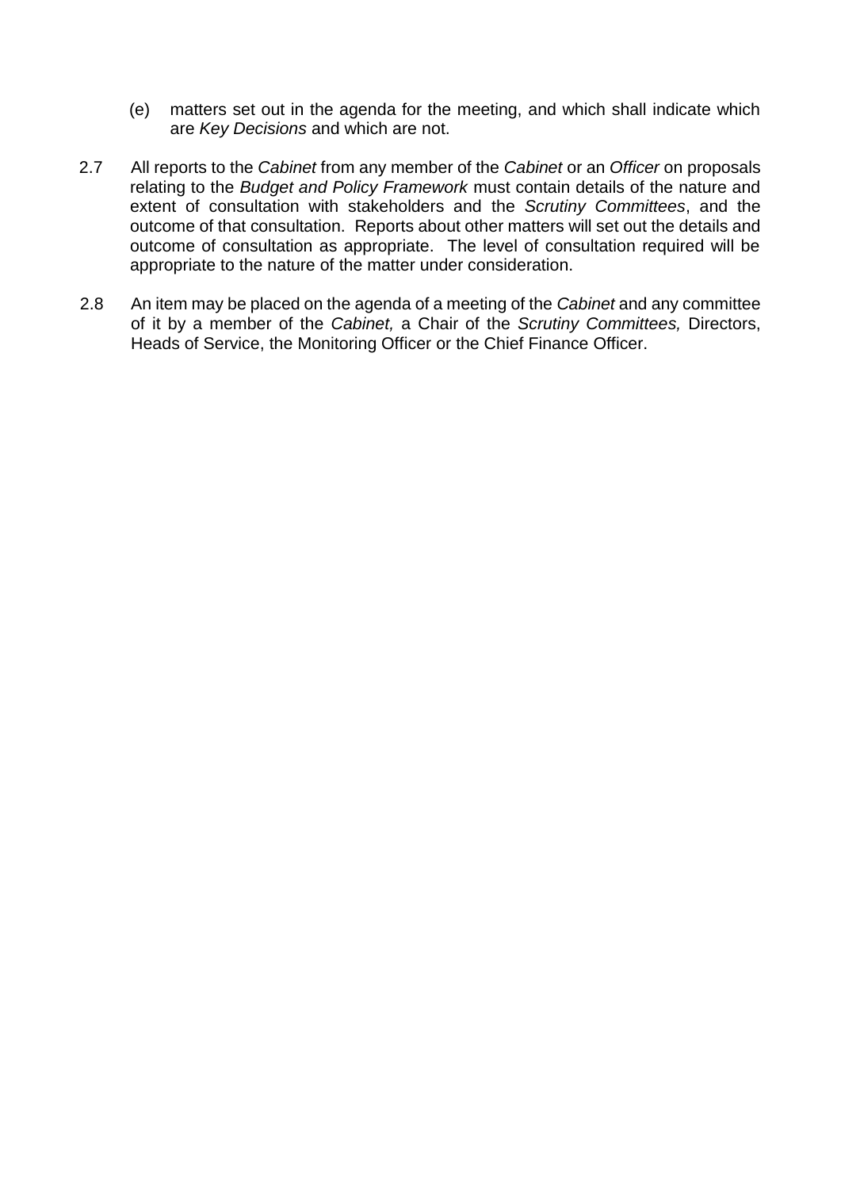(e) matters set out in the agenda for the meeting, and which shall indicate which are *Key Decisions* and which are not.

2.7 All reports to the *Cabinet* from any member of the *Cabinet* or an *Officer* on proposals relating to the *Budget and Policy Framework* must contain details of the nature and extent of consultation with stakeholders and the *Scrutiny Committees*, and the outcome of that consultation. Reports about other matters will set out the details and outcome of consultation as appropriate. The level of consultation required will be appropriate to the nature of the matter under consideration.

2.8 An item may be placed on the agenda of a meeting of the *Cabinet* and any committee of it by a member of the *Cabinet,* a Chair of the *Scrutiny Committees,* Directors, Heads of Service, the Monitoring Officer or the Chief Finance Officer.